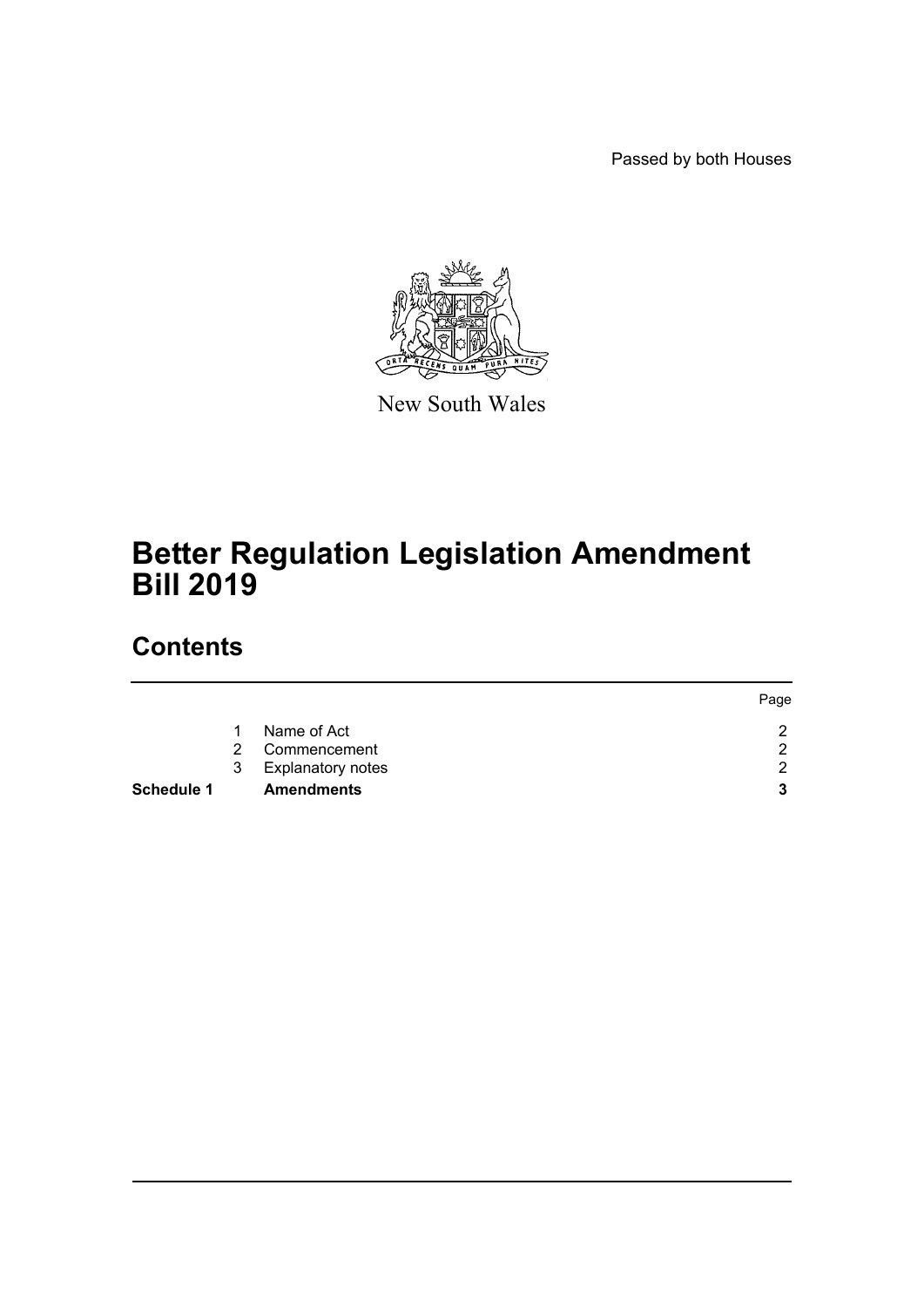Passed by both Houses

New South Wales

# Better Regulation Legislation Amendment Bill 2019

## Contents

| | | | Page |
|---|---|---|---|
| | 1 | Name of Act | 2 |
| | 2 | Commencement | 2 |
| | 3 | Explanatory notes | 2 |
| **Schedule 1** | | **Amendments** | **3** |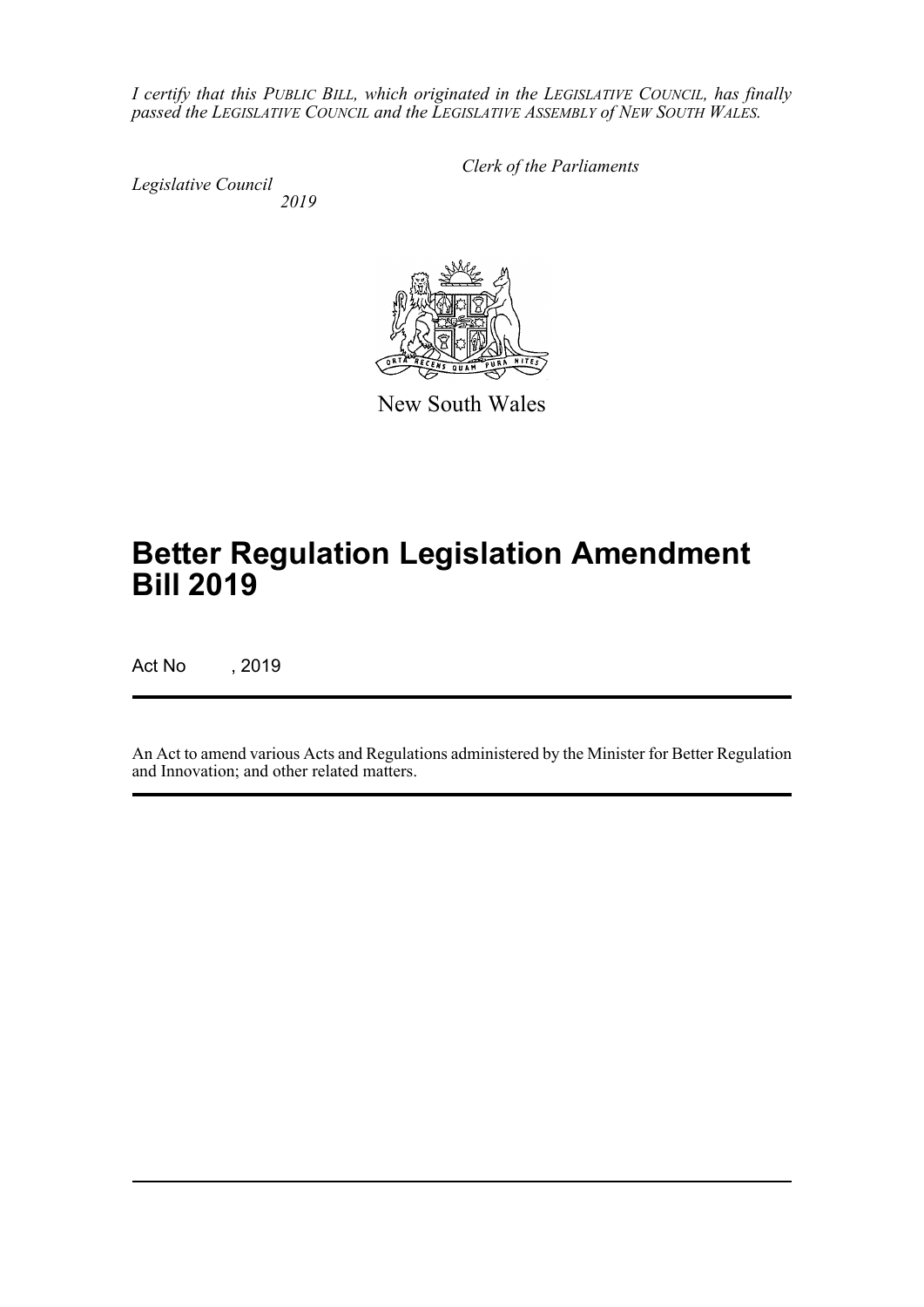*I certify that this PUBLIC BILL, which originated in the LEGISLATIVE COUNCIL, has finally passed the LEGISLATIVE COUNCIL and the LEGISLATIVE ASSEMBLY of NEW SOUTH WALES.*

*Clerk of the Parliaments*

*Legislative Council*
*2019*

New South Wales

# Better Regulation Legislation Amendment Bill 2019

Act No , 2019

An Act to amend various Acts and Regulations administered by the Minister for Better Regulation and Innovation; and other related matters.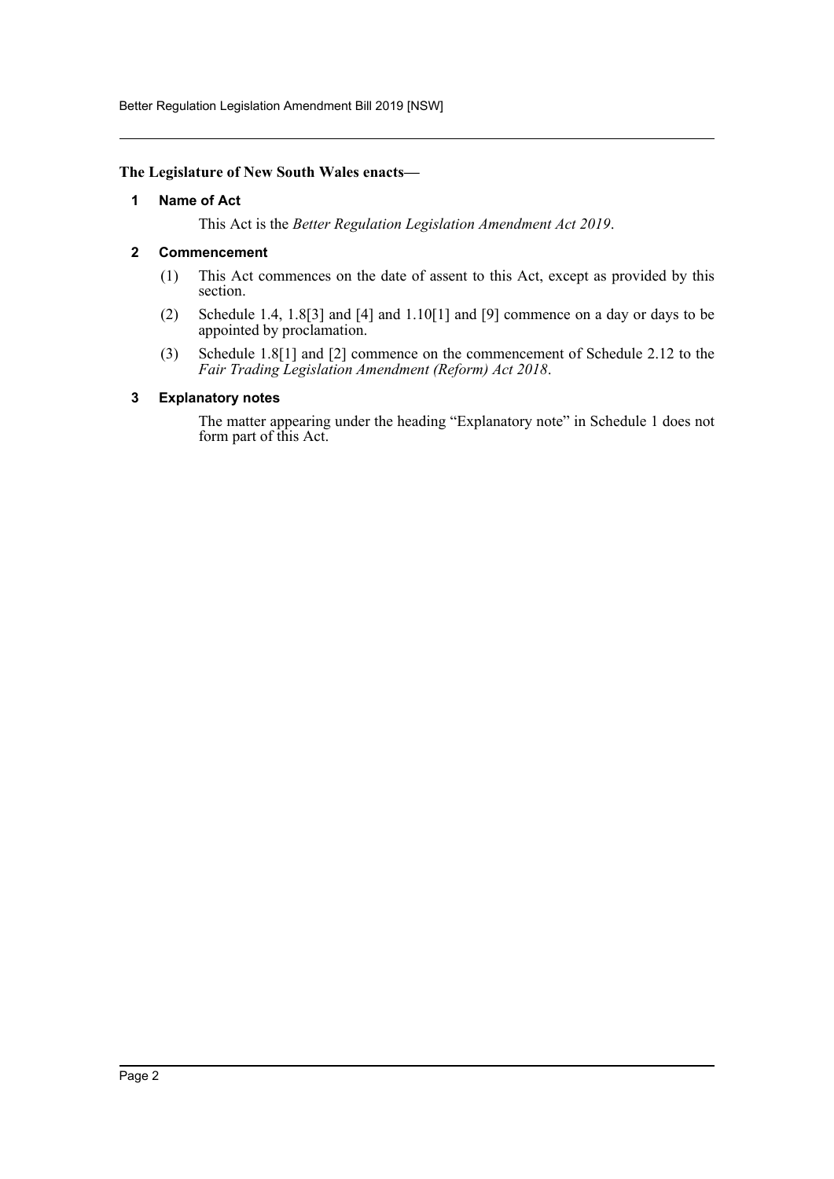**The Legislature of New South Wales enacts—**

### 1 Name of Act

This Act is the *Better Regulation Legislation Amendment Act 2019*.

### 2 Commencement

(1) This Act commences on the date of assent to this Act, except as provided by this section.

(2) Schedule 1.4, 1.8[3] and [4] and 1.10[1] and [9] commence on a day or days to be appointed by proclamation.

(3) Schedule 1.8[1] and [2] commence on the commencement of Schedule 2.12 to the *Fair Trading Legislation Amendment (Reform) Act 2018*.

### 3 Explanatory notes

The matter appearing under the heading "Explanatory note" in Schedule 1 does not form part of this Act.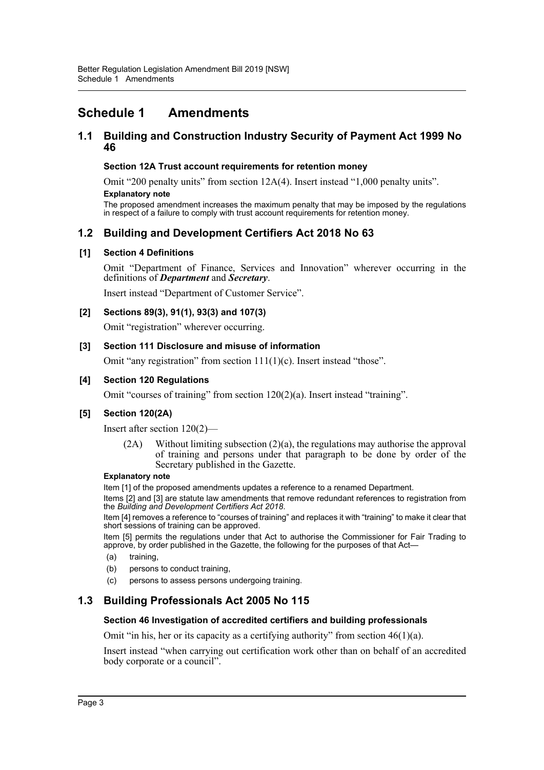# Schedule 1 Amendments

## 1.1 Building and Construction Industry Security of Payment Act 1999 No 46

#### Section 12A Trust account requirements for retention money

Omit "200 penalty units" from section 12A(4). Insert instead "1,000 penalty units".

**Explanatory note**

The proposed amendment increases the maximum penalty that may be imposed by the regulations in respect of a failure to comply with trust account requirements for retention money.

## 1.2 Building and Development Certifiers Act 2018 No 63

#### [1] Section 4 Definitions

Omit "Department of Finance, Services and Innovation" wherever occurring in the definitions of ***Department*** and ***Secretary***.

Insert instead "Department of Customer Service".

#### [2] Sections 89(3), 91(1), 93(3) and 107(3)

Omit "registration" wherever occurring.

#### [3] Section 111 Disclosure and misuse of information

Omit "any registration" from section 111(1)(c). Insert instead "those".

#### [4] Section 120 Regulations

Omit "courses of training" from section 120(2)(a). Insert instead "training".

#### [5] Section 120(2A)

Insert after section 120(2)—

> (2A) Without limiting subsection (2)(a), the regulations may authorise the approval of training and persons under that paragraph to be done by order of the Secretary published in the Gazette.

**Explanatory note**

Item [1] of the proposed amendments updates a reference to a renamed Department.

Items [2] and [3] are statute law amendments that remove redundant references to registration from the *Building and Development Certifiers Act 2018*.

Item [4] removes a reference to "courses of training" and replaces it with "training" to make it clear that short sessions of training can be approved.

Item [5] permits the regulations under that Act to authorise the Commissioner for Fair Trading to approve, by order published in the Gazette, the following for the purposes of that Act—

- (a) training,
- (b) persons to conduct training,
- (c) persons to assess persons undergoing training.

## 1.3 Building Professionals Act 2005 No 115

#### Section 46 Investigation of accredited certifiers and building professionals

Omit "in his, her or its capacity as a certifying authority" from section 46(1)(a).

Insert instead "when carrying out certification work other than on behalf of an accredited body corporate or a council".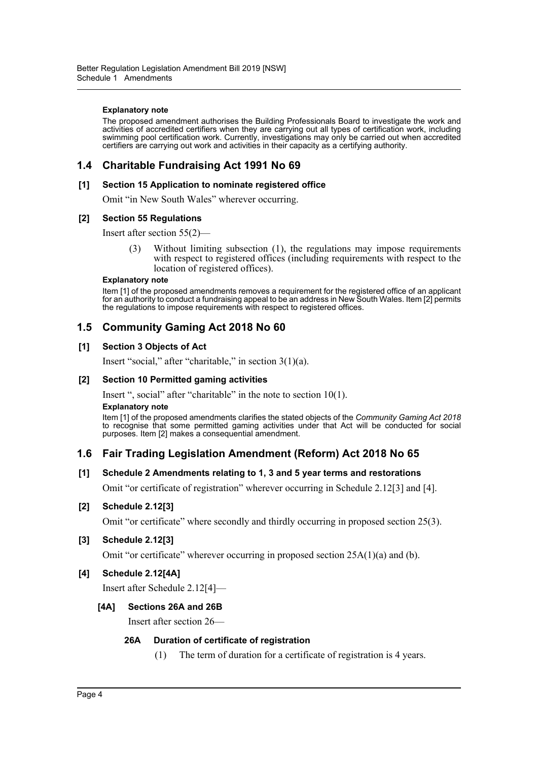#### Explanatory note

The proposed amendment authorises the Building Professionals Board to investigate the work and activities of accredited certifiers when they are carrying out all types of certification work, including swimming pool certification work. Currently, investigations may only be carried out when accredited certifiers are carrying out work and activities in their capacity as a certifying authority.

## 1.4 Charitable Fundraising Act 1991 No 69

### [1] Section 15 Application to nominate registered office

Omit "in New South Wales" wherever occurring.

### [2] Section 55 Regulations

Insert after section 55(2)—

> (3) Without limiting subsection (1), the regulations may impose requirements with respect to registered offices (including requirements with respect to the location of registered offices).

#### Explanatory note

Item [1] of the proposed amendments removes a requirement for the registered office of an applicant for an authority to conduct a fundraising appeal to be an address in New South Wales. Item [2] permits the regulations to impose requirements with respect to registered offices.

## 1.5 Community Gaming Act 2018 No 60

### [1] Section 3 Objects of Act

Insert "social," after "charitable," in section 3(1)(a).

### [2] Section 10 Permitted gaming activities

Insert ", social" after "charitable" in the note to section 10(1).

#### Explanatory note

Item [1] of the proposed amendments clarifies the stated objects of the *Community Gaming Act 2018* to recognise that some permitted gaming activities under that Act will be conducted for social purposes. Item [2] makes a consequential amendment.

## 1.6 Fair Trading Legislation Amendment (Reform) Act 2018 No 65

### [1] Schedule 2 Amendments relating to 1, 3 and 5 year terms and restorations

Omit "or certificate of registration" wherever occurring in Schedule 2.12[3] and [4].

### [2] Schedule 2.12[3]

Omit "or certificate" where secondly and thirdly occurring in proposed section 25(3).

### [3] Schedule 2.12[3]

Omit "or certificate" wherever occurring in proposed section 25A(1)(a) and (b).

### [4] Schedule 2.12[4A]

Insert after Schedule 2.12[4]—

#### [4A] Sections 26A and 26B

Insert after section 26—

##### 26A Duration of certificate of registration

> (1) The term of duration for a certificate of registration is 4 years.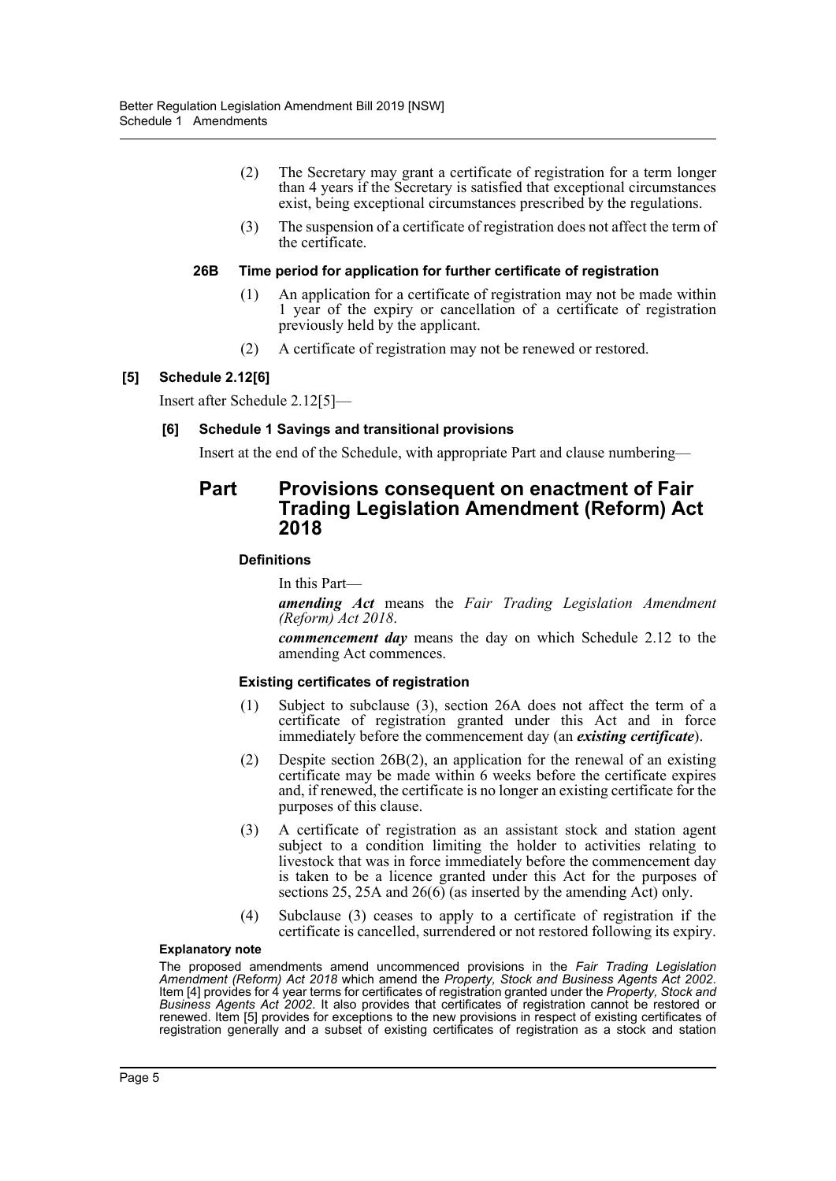(2) The Secretary may grant a certificate of registration for a term longer than 4 years if the Secretary is satisfied that exceptional circumstances exist, being exceptional circumstances prescribed by the regulations.

(3) The suspension of a certificate of registration does not affect the term of the certificate.

**26B Time period for application for further certificate of registration**

(1) An application for a certificate of registration may not be made within 1 year of the expiry or cancellation of a certificate of registration previously held by the applicant.

(2) A certificate of registration may not be renewed or restored.

**[5] Schedule 2.12[6]**

Insert after Schedule 2.12[5]—

**[6] Schedule 1 Savings and transitional provisions**

Insert at the end of the Schedule, with appropriate Part and clause numbering—

## Part Provisions consequent on enactment of Fair Trading Legislation Amendment (Reform) Act 2018

**Definitions**

In this Part—

***amending Act*** means the *Fair Trading Legislation Amendment (Reform) Act 2018*.

***commencement day*** means the day on which Schedule 2.12 to the amending Act commences.

**Existing certificates of registration**

(1) Subject to subclause (3), section 26A does not affect the term of a certificate of registration granted under this Act and in force immediately before the commencement day (an ***existing certificate***).

(2) Despite section 26B(2), an application for the renewal of an existing certificate may be made within 6 weeks before the certificate expires and, if renewed, the certificate is no longer an existing certificate for the purposes of this clause.

(3) A certificate of registration as an assistant stock and station agent subject to a condition limiting the holder to activities relating to livestock that was in force immediately before the commencement day is taken to be a licence granted under this Act for the purposes of sections 25, 25A and 26(6) (as inserted by the amending Act) only.

(4) Subclause (3) ceases to apply to a certificate of registration if the certificate is cancelled, surrendered or not restored following its expiry.

**Explanatory note**

The proposed amendments amend uncommenced provisions in the *Fair Trading Legislation Amendment (Reform) Act 2018* which amend the *Property, Stock and Business Agents Act 2002*. Item [4] provides for 4 year terms for certificates of registration granted under the *Property, Stock and Business Agents Act 2002*. It also provides that certificates of registration cannot be restored or renewed. Item [5] provides for exceptions to the new provisions in respect of existing certificates of registration generally and a subset of existing certificates of registration as a stock and station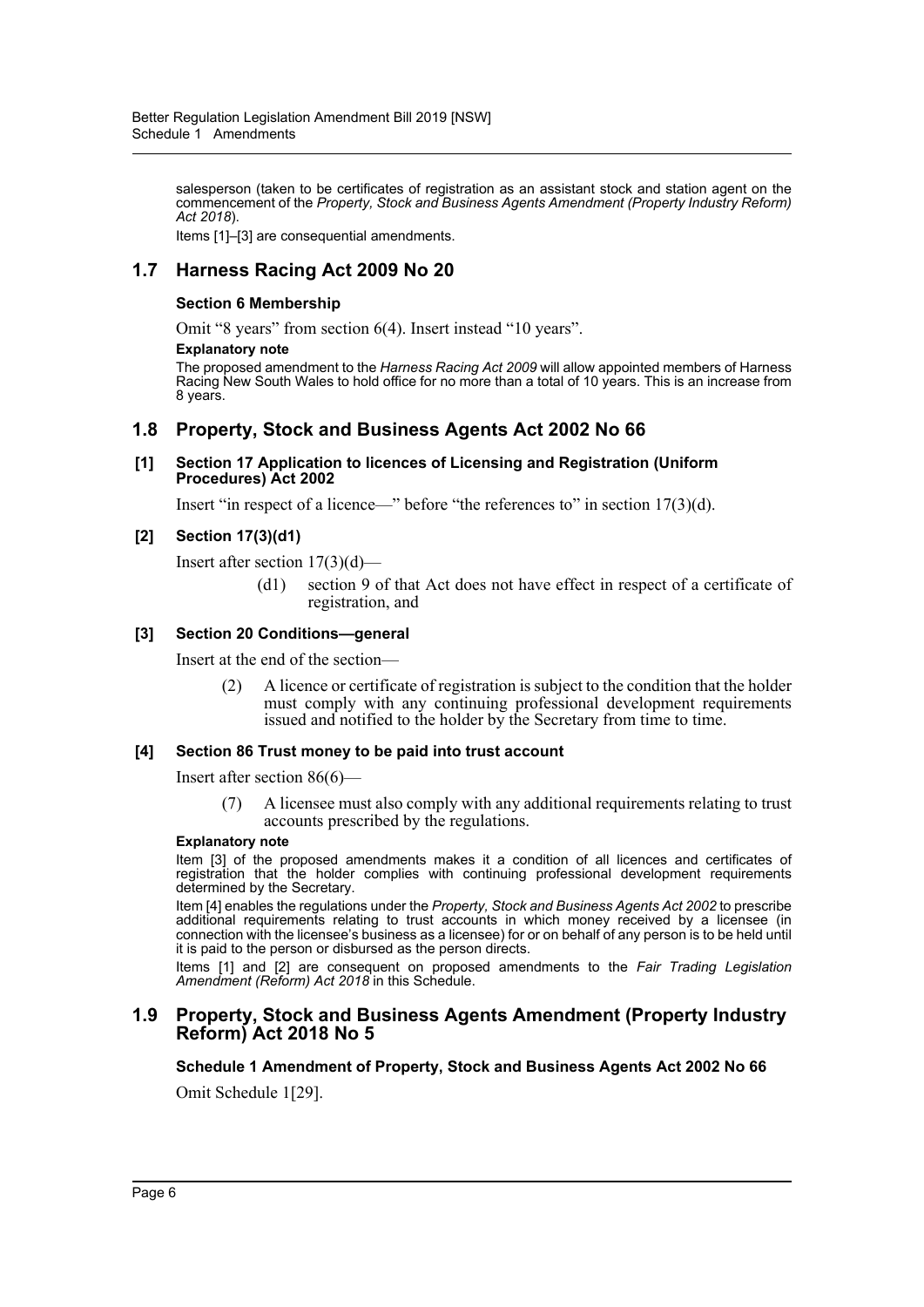salesperson (taken to be certificates of registration as an assistant stock and station agent on the commencement of the *Property, Stock and Business Agents Amendment (Property Industry Reform) Act 2018*).

Items [1]–[3] are consequential amendments.

## 1.7 Harness Racing Act 2009 No 20

### Section 6 Membership

Omit "8 years" from section 6(4). Insert instead "10 years".

**Explanatory note**

The proposed amendment to the *Harness Racing Act 2009* will allow appointed members of Harness Racing New South Wales to hold office for no more than a total of 10 years. This is an increase from 8 years.

## 1.8 Property, Stock and Business Agents Act 2002 No 66

### [1] Section 17 Application to licences of Licensing and Registration (Uniform Procedures) Act 2002

Insert "in respect of a licence—" before "the references to" in section 17(3)(d).

### [2] Section 17(3)(d1)

Insert after section 17(3)(d)—

> (d1) section 9 of that Act does not have effect in respect of a certificate of registration, and

### [3] Section 20 Conditions—general

Insert at the end of the section—

> (2) A licence or certificate of registration is subject to the condition that the holder must comply with any continuing professional development requirements issued and notified to the holder by the Secretary from time to time.

### [4] Section 86 Trust money to be paid into trust account

Insert after section 86(6)—

> (7) A licensee must also comply with any additional requirements relating to trust accounts prescribed by the regulations.

**Explanatory note**

Item [3] of the proposed amendments makes it a condition of all licences and certificates of registration that the holder complies with continuing professional development requirements determined by the Secretary.

Item [4] enables the regulations under the *Property, Stock and Business Agents Act 2002* to prescribe additional requirements relating to trust accounts in which money received by a licensee (in connection with the licensee's business as a licensee) for or on behalf of any person is to be held until it is paid to the person or disbursed as the person directs.

Items [1] and [2] are consequent on proposed amendments to the *Fair Trading Legislation Amendment (Reform) Act 2018* in this Schedule.

## 1.9 Property, Stock and Business Agents Amendment (Property Industry Reform) Act 2018 No 5

### Schedule 1 Amendment of Property, Stock and Business Agents Act 2002 No 66

Omit Schedule 1[29].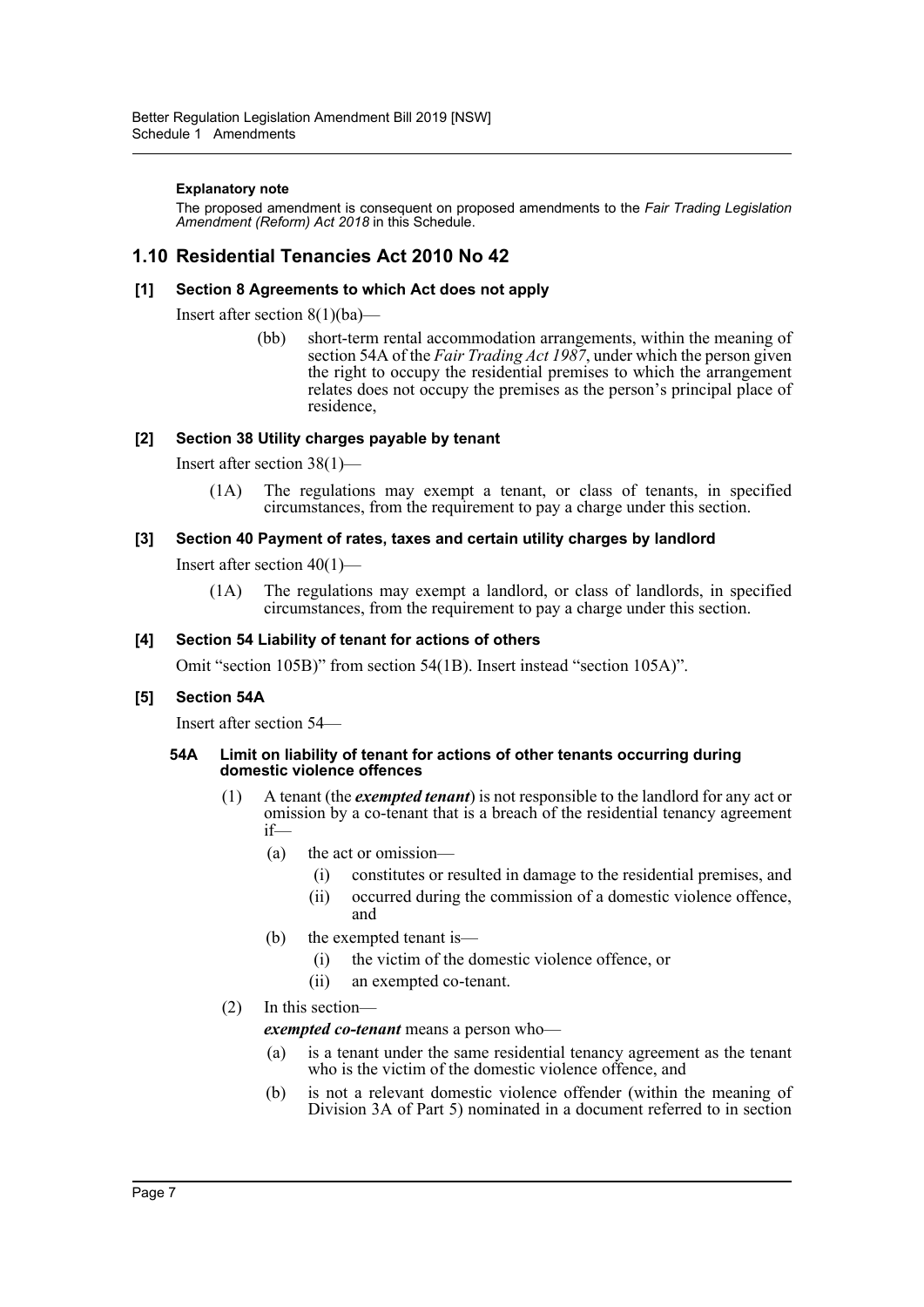**Explanatory note**

The proposed amendment is consequent on proposed amendments to the *Fair Trading Legislation Amendment (Reform) Act 2018* in this Schedule.

## 1.10 Residential Tenancies Act 2010 No 42

### [1] Section 8 Agreements to which Act does not apply

Insert after section 8(1)(ba)—

> (bb) short-term rental accommodation arrangements, within the meaning of section 54A of the *Fair Trading Act 1987*, under which the person given the right to occupy the residential premises to which the arrangement relates does not occupy the premises as the person's principal place of residence,

### [2] Section 38 Utility charges payable by tenant

Insert after section 38(1)—

> (1A) The regulations may exempt a tenant, or class of tenants, in specified circumstances, from the requirement to pay a charge under this section.

### [3] Section 40 Payment of rates, taxes and certain utility charges by landlord

Insert after section 40(1)—

> (1A) The regulations may exempt a landlord, or class of landlords, in specified circumstances, from the requirement to pay a charge under this section.

### [4] Section 54 Liability of tenant for actions of others

Omit "section 105B)" from section 54(1B). Insert instead "section 105A)".

### [5] Section 54A

Insert after section 54—

#### 54A Limit on liability of tenant for actions of other tenants occurring during domestic violence offences

(1) A tenant (the ***exempted tenant***) is not responsible to the landlord for any act or omission by a co-tenant that is a breach of the residential tenancy agreement if—

- (a) the act or omission—
  - (i) constitutes or resulted in damage to the residential premises, and
  - (ii) occurred during the commission of a domestic violence offence, and
- (b) the exempted tenant is—
  - (i) the victim of the domestic violence offence, or
  - (ii) an exempted co-tenant.

(2) In this section—

***exempted co-tenant*** means a person who—

- (a) is a tenant under the same residential tenancy agreement as the tenant who is the victim of the domestic violence offence, and
- (b) is not a relevant domestic violence offender (within the meaning of Division 3A of Part 5) nominated in a document referred to in section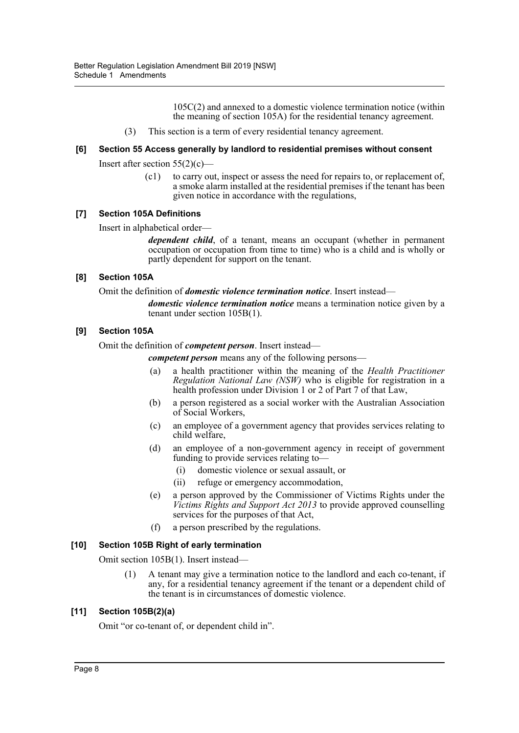105C(2) and annexed to a domestic violence termination notice (within the meaning of section 105A) for the residential tenancy agreement.

(3) This section is a term of every residential tenancy agreement.

**[6] Section 55 Access generally by landlord to residential premises without consent**

Insert after section 55(2)(c)—

(c1) to carry out, inspect or assess the need for repairs to, or replacement of, a smoke alarm installed at the residential premises if the tenant has been given notice in accordance with the regulations,

**[7] Section 105A Definitions**

Insert in alphabetical order—

***dependent child***, of a tenant, means an occupant (whether in permanent occupation or occupation from time to time) who is a child and is wholly or partly dependent for support on the tenant.

**[8] Section 105A**

Omit the definition of ***domestic violence termination notice***. Insert instead—

***domestic violence termination notice*** means a termination notice given by a tenant under section 105B(1).

**[9] Section 105A**

Omit the definition of ***competent person***. Insert instead—

***competent person*** means any of the following persons—

(a) a health practitioner within the meaning of the *Health Practitioner Regulation National Law (NSW)* who is eligible for registration in a health profession under Division 1 or 2 of Part 7 of that Law,

(b) a person registered as a social worker with the Australian Association of Social Workers,

(c) an employee of a government agency that provides services relating to child welfare,

(d) an employee of a non-government agency in receipt of government funding to provide services relating to—

(i) domestic violence or sexual assault, or

(ii) refuge or emergency accommodation,

(e) a person approved by the Commissioner of Victims Rights under the *Victims Rights and Support Act 2013* to provide approved counselling services for the purposes of that Act,

(f) a person prescribed by the regulations.

**[10] Section 105B Right of early termination**

Omit section 105B(1). Insert instead—

(1) A tenant may give a termination notice to the landlord and each co-tenant, if any, for a residential tenancy agreement if the tenant or a dependent child of the tenant is in circumstances of domestic violence.

**[11] Section 105B(2)(a)**

Omit "or co-tenant of, or dependent child in".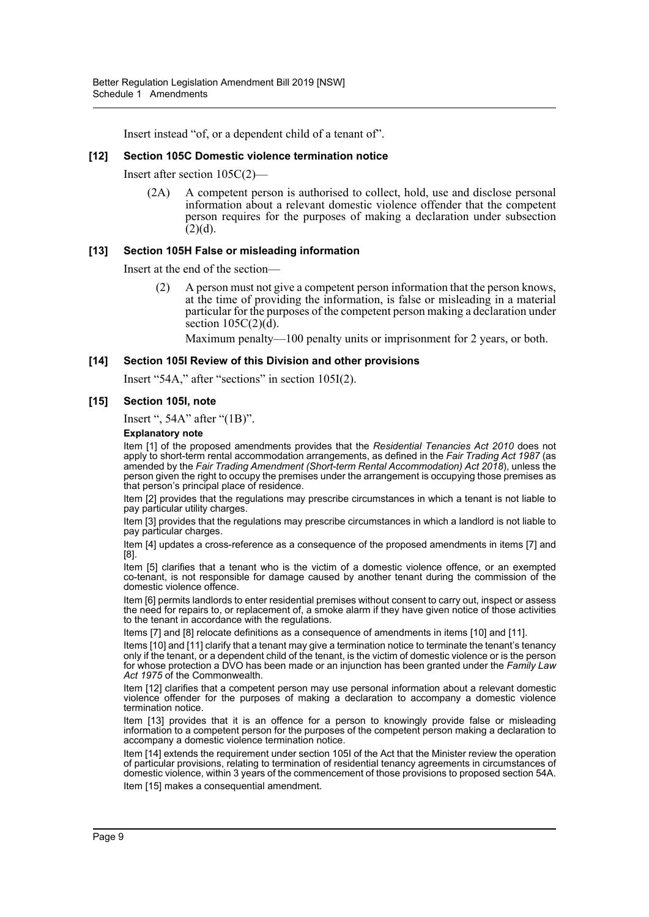Insert instead "of, or a dependent child of a tenant of".

### [12] Section 105C Domestic violence termination notice

Insert after section 105C(2)—

> (2A) A competent person is authorised to collect, hold, use and disclose personal information about a relevant domestic violence offender that the competent person requires for the purposes of making a declaration under subsection (2)(d).

### [13] Section 105H False or misleading information

Insert at the end of the section—

> (2) A person must not give a competent person information that the person knows, at the time of providing the information, is false or misleading in a material particular for the purposes of the competent person making a declaration under section 105C(2)(d).
>
> Maximum penalty—100 penalty units or imprisonment for 2 years, or both.

### [14] Section 105I Review of this Division and other provisions

Insert "54A," after "sections" in section 105I(2).

### [15] Section 105I, note

Insert ", 54A" after "(1B)".

**Explanatory note**

Item [1] of the proposed amendments provides that the *Residential Tenancies Act 2010* does not apply to short-term rental accommodation arrangements, as defined in the *Fair Trading Act 1987* (as amended by the *Fair Trading Amendment (Short-term Rental Accommodation) Act 2018*), unless the person given the right to occupy the premises under the arrangement is occupying those premises as that person's principal place of residence.

Item [2] provides that the regulations may prescribe circumstances in which a tenant is not liable to pay particular utility charges.

Item [3] provides that the regulations may prescribe circumstances in which a landlord is not liable to pay particular charges.

Item [4] updates a cross-reference as a consequence of the proposed amendments in items [7] and [8].

Item [5] clarifies that a tenant who is the victim of a domestic violence offence, or an exempted co-tenant, is not responsible for damage caused by another tenant during the commission of the domestic violence offence.

Item [6] permits landlords to enter residential premises without consent to carry out, inspect or assess the need for repairs to, or replacement of, a smoke alarm if they have given notice of those activities to the tenant in accordance with the regulations.

Items [7] and [8] relocate definitions as a consequence of amendments in items [10] and [11].

Items [10] and [11] clarify that a tenant may give a termination notice to terminate the tenant's tenancy only if the tenant, or a dependent child of the tenant, is the victim of domestic violence or is the person for whose protection a DVO has been made or an injunction has been granted under the *Family Law Act 1975* of the Commonwealth.

Item [12] clarifies that a competent person may use personal information about a relevant domestic violence offender for the purposes of making a declaration to accompany a domestic violence termination notice.

Item [13] provides that it is an offence for a person to knowingly provide false or misleading information to a competent person for the purposes of the competent person making a declaration to accompany a domestic violence termination notice.

Item [14] extends the requirement under section 105I of the Act that the Minister review the operation of particular provisions, relating to termination of residential tenancy agreements in circumstances of domestic violence, within 3 years of the commencement of those provisions to proposed section 54A.

Item [15] makes a consequential amendment.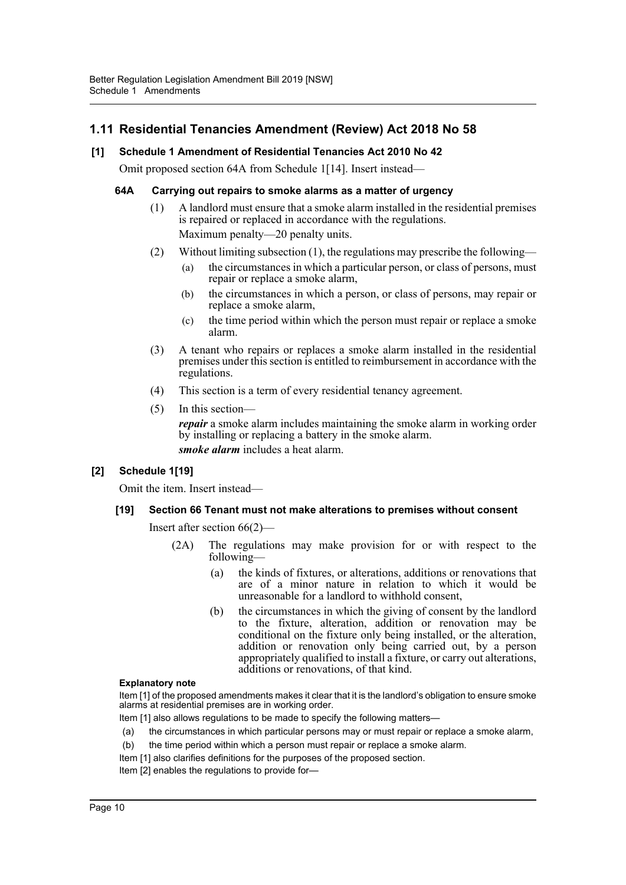## 1.11 Residential Tenancies Amendment (Review) Act 2018 No 58

### [1] Schedule 1 Amendment of Residential Tenancies Act 2010 No 42

Omit proposed section 64A from Schedule 1[14]. Insert instead—

#### 64A Carrying out repairs to smoke alarms as a matter of urgency

(1) A landlord must ensure that a smoke alarm installed in the residential premises is repaired or replaced in accordance with the regulations.

Maximum penalty—20 penalty units.

(2) Without limiting subsection (1), the regulations may prescribe the following—

(a) the circumstances in which a particular person, or class of persons, must repair or replace a smoke alarm,

(b) the circumstances in which a person, or class of persons, may repair or replace a smoke alarm,

(c) the time period within which the person must repair or replace a smoke alarm.

(3) A tenant who repairs or replaces a smoke alarm installed in the residential premises under this section is entitled to reimbursement in accordance with the regulations.

(4) This section is a term of every residential tenancy agreement.

(5) In this section—

***repair*** a smoke alarm includes maintaining the smoke alarm in working order by installing or replacing a battery in the smoke alarm.

***smoke alarm*** includes a heat alarm.

### [2] Schedule 1[19]

Omit the item. Insert instead—

#### [19] Section 66 Tenant must not make alterations to premises without consent

Insert after section 66(2)—

(2A) The regulations may make provision for or with respect to the following—

(a) the kinds of fixtures, or alterations, additions or renovations that are of a minor nature in relation to which it would be unreasonable for a landlord to withhold consent,

(b) the circumstances in which the giving of consent by the landlord to the fixture, alteration, addition or renovation may be conditional on the fixture only being installed, or the alteration, addition or renovation only being carried out, by a person appropriately qualified to install a fixture, or carry out alterations, additions or renovations, of that kind.

**Explanatory note**

Item [1] of the proposed amendments makes it clear that it is the landlord's obligation to ensure smoke alarms at residential premises are in working order.

Item [1] also allows regulations to be made to specify the following matters—

(a) the circumstances in which particular persons may or must repair or replace a smoke alarm,

(b) the time period within which a person must repair or replace a smoke alarm.

Item [1] also clarifies definitions for the purposes of the proposed section.

Item [2] enables the regulations to provide for—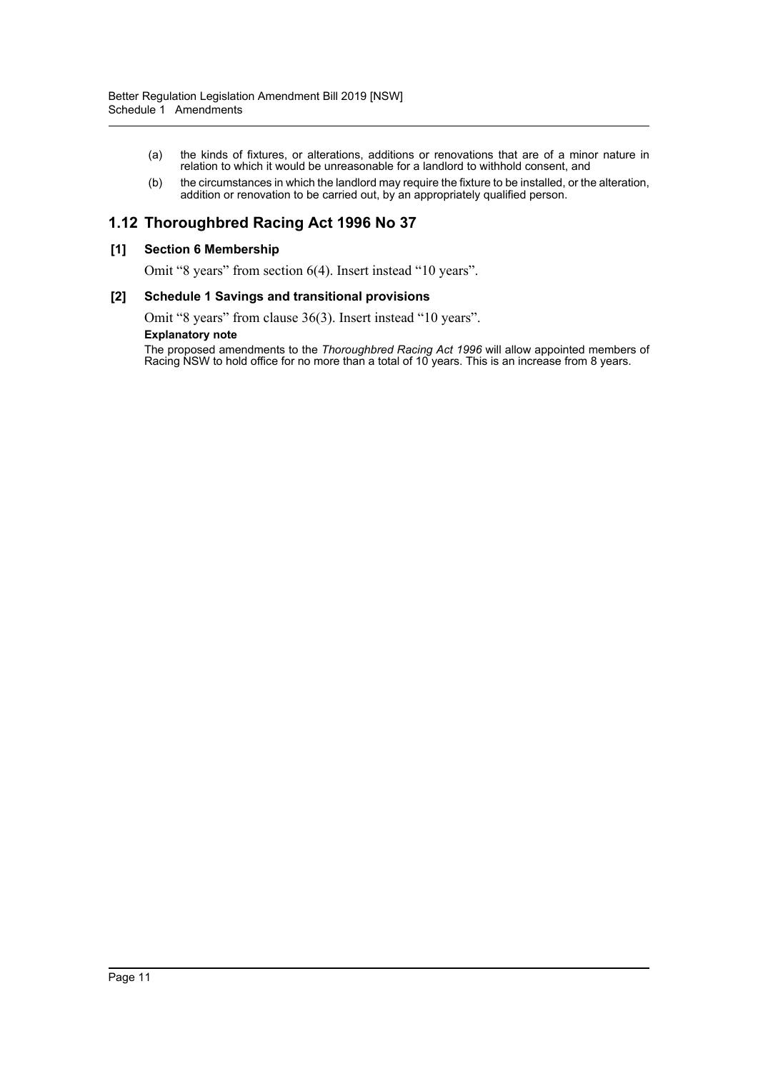(a) the kinds of fixtures, or alterations, additions or renovations that are of a minor nature in relation to which it would be unreasonable for a landlord to withhold consent, and

(b) the circumstances in which the landlord may require the fixture to be installed, or the alteration, addition or renovation to be carried out, by an appropriately qualified person.

## 1.12 Thoroughbred Racing Act 1996 No 37

### [1] Section 6 Membership

Omit "8 years" from section 6(4). Insert instead "10 years".

### [2] Schedule 1 Savings and transitional provisions

Omit "8 years" from clause 36(3). Insert instead "10 years".

**Explanatory note**

The proposed amendments to the *Thoroughbred Racing Act 1996* will allow appointed members of Racing NSW to hold office for no more than a total of 10 years. This is an increase from 8 years.